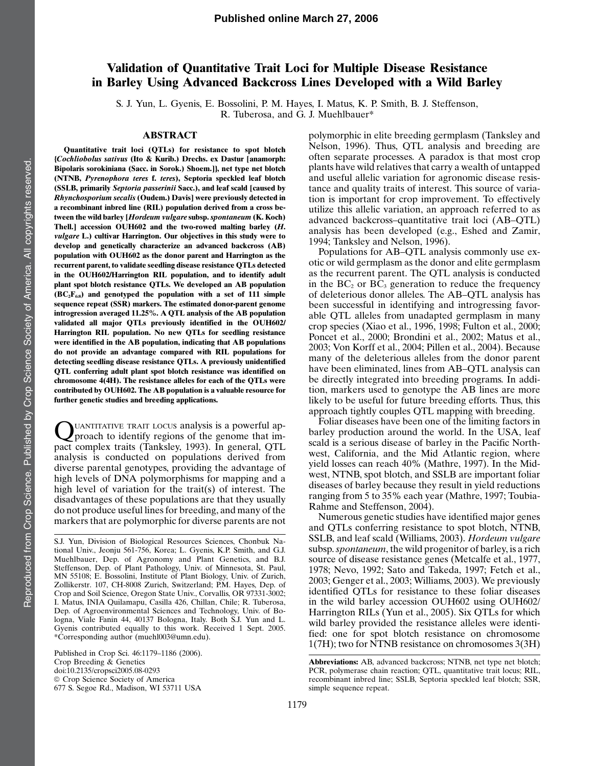Published online March 27, 2006

# Validation of Quantitative Trait Loci for Multiple Disease Resistance in Barley Using Advanced Backcross Lines Developed with a Wild Barley

S. J. Yun, L. Gyenis, E. Bossolini, P. M. Hayes, I. Matus, K. P. Smith, B. J. Steffenson, R. Tuberosa, and G. J. Muehlbauer*

## ABSTRACT

**Quantitative trait loci (QTLs) for resistance to spot blotch {*Cochliobolus sativus* (Ito & Kurib.) Drechs. ex Dastur [anamorph: Bipolaris sorokiniana (Sacc. in Sorok.) Shoem.]}, net type net blotch (NTNB, *Pyrenophora teres* f. *teres*), Septoria speckled leaf blotch (SSLB, primarily *Septoria passerinii* Sacc.), and leaf scald [caused by *Rhynchosporium secalis* (Oudem.) Davis] were previously detected in a recombinant inbred line (RIL) population derived from a cross between the wild barley [*Hordeum vulgare* subsp. *spontaneum* (K. Koch) Thell.] accession OUH602 and the two-rowed malting barley (*H. vulgare* L.) cultivar Harrington. Our objectives in this study were to develop and genetically characterize an advanced backcross (AB) population with OUH602 as the donor parent and Harrington as the recurrent parent, to validate seedling disease resistance QTLs detected in the OUH602/Harrington RIL population, and to identify adult plant spot blotch resistance QTLs. We developed an AB population ($BC_2F_{6:8}$) and genotyped the population with a set of 111 simple sequence repeat (SSR) markers. The estimated donor-parent genome introgression averaged 11.25%. A QTL analysis of the AB population validated all major QTLs previously identified in the OUH602/Harrington RIL population. No new QTLs for seedling resistance were identified in the AB population, indicating that AB populations do not provide an advantage compared with RIL populations for detecting seedling disease resistance QTLs. A previously unidentified QTL conferring adult plant spot blotch resistance was identified on chromosome 4(4H). The resistance alleles for each of the QTLs were contributed by OUH602. The AB population is a valuable resource for further genetic studies and breeding applications.**

Quantitative trait locus analysis is a powerful approach to identify regions of the genome that impact complex traits (Tanksley, 1993). In general, QTL analysis is conducted on populations derived from diverse parental genotypes, providing the advantage of high levels of DNA polymorphisms for mapping and a high level of variation for the trait(s) of interest. The disadvantages of these populations are that they usually do not produce useful lines for breeding, and many of the markers that are polymorphic for diverse parents are not polymorphic in elite breeding germplasm (Tanksley and Nelson, 1996). Thus, QTL analysis and breeding are often separate processes. A paradox is that most crop plants have wild relatives that carry a wealth of untapped and useful allelic variation for agronomic disease resistance and quality traits of interest. This source of variation is important for crop improvement. To effectively utilize this allelic variation, an approach referred to as advanced backcross–quantitative trait loci (AB–QTL) analysis has been developed (e.g., Eshed and Zamir, 1994; Tanksley and Nelson, 1996).

Populations for AB–QTL analysis commonly use exotic or wild germplasm as the donor and elite germplasm as the recurrent parent. The QTL analysis is conducted in the $BC_2$ or $BC_3$ generation to reduce the frequency of deleterious donor alleles. The AB–QTL analysis has been successful in identifying and introgressing favorable QTL alleles from unadapted germplasm in many crop species (Xiao et al., 1996, 1998; Fulton et al., 2000; Poncet et al., 2000; Brondini et al., 2002; Matus et al., 2003; Von Korff et al., 2004; Pillen et al., 2004). Because many of the deleterious alleles from the donor parent have been eliminated, lines from AB–QTL analysis can be directly integrated into breeding programs. In addition, markers used to genotype the AB lines are more likely to be useful for future breeding efforts. Thus, this approach tightly couples QTL mapping with breeding.

Foliar diseases have been one of the limiting factors in barley production around the world. In the USA, leaf scald is a serious disease of barley in the Pacific Northwest, California, and the Mid Atlantic region, where yield losses can reach 40% (Mathre, 1997). In the Midwest, NTNB, spot blotch, and SSLB are important foliar diseases of barley because they result in yield reductions ranging from 5 to 35% each year (Mathre, 1997; Toubia-Rahme and Steffenson, 2004).

Numerous genetic studies have identified major genes and QTLs conferring resistance to spot blotch, NTNB, SSLB, and leaf scald (Williams, 2003). *Hordeum vulgare* subsp. *spontaneum*, the wild progenitor of barley, is a rich source of disease resistance genes (Metcalfe et al., 1977, 1978; Nevo, 1992; Sato and Takeda, 1997; Fetch et al., 2003; Genger et al., 2003; Williams, 2003). We previously identified QTLs for resistance to these foliar diseases in the wild barley accession OUH602 using OUH602/Harrington RILs (Yun et al., 2005). Six QTLs for which wild barley provided the resistance alleles were identified: one for spot blotch resistance on chromosome 1(7H); two for NTNB resistance on chromosomes 3(3H)

---

S.J. Yun, Division of Biological Resources Sciences, Chonbuk National Univ., Jeonju 561-756, Korea; L. Gyenis, K.P. Smith, and G.J. Muehlbauer, Dep. of Agronomy and Plant Genetics, and B.J. Steffenson, Dep. of Plant Pathology, Univ. of Minnesota, St. Paul, MN 55108; E. Bossolini, Institute of Plant Biology, Univ. of Zurich, Zollikerstr. 107, CH-8008 Zurich, Switzerland; P.M. Hayes, Dep. of Crop and Soil Science, Oregon State Univ., Corvallis, OR 97331-3002; I. Matus, INIA Quilamapu, Casilla 426, Chillan, Chile; R. Tuberosa, Dep. of Agroenvironmental Sciences and Technology, Univ. of Bologna, Viale Fanin 44, 40137 Bologna, Italy. Both S.J. Yun and L. Gyenis contributed equally to this work. Received 1 Sept. 2005. *Corresponding author (muehl003@umn.edu).

Published in Crop Sci. 46:1179–1186 (2006).
Crop Breeding & Genetics
doi:10.2135/cropsci2005.08-0293
© Crop Science Society of America
677 S. Segoe Rd., Madison, WI 53711 USA

**Abbreviations:** AB, advanced backcross; NTNB, net type net blotch; PCR, polymerase chain reaction; QTL, quantitative trait locus; RIL, recombinant inbred line; SSLB, Septoria speckled leaf blotch; SSR, simple sequence repeat.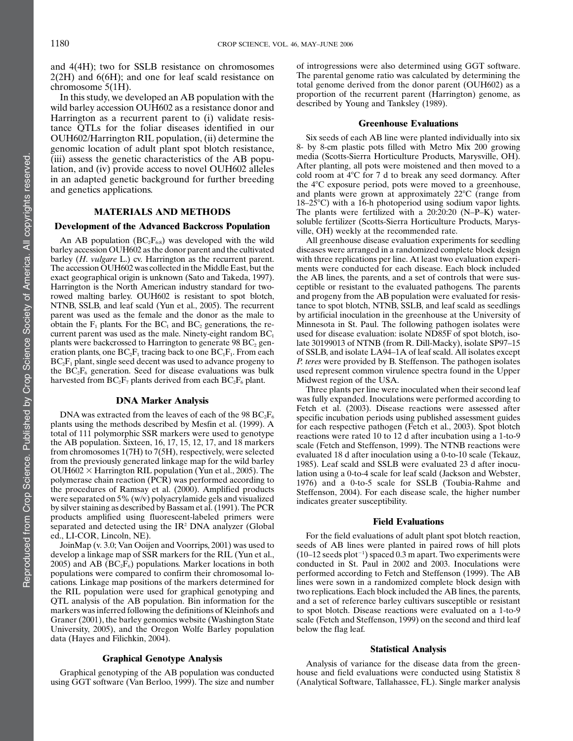and 4(4H); two for SSLB resistance on chromosomes 2(2H) and 6(6H); and one for leaf scald resistance on chromosome 5(1H).

In this study, we developed an AB population with the wild barley accession OUH602 as a resistance donor and Harrington as a recurrent parent to (i) validate resistance QTLs for the foliar diseases identified in our OUH602/Harrington RIL population, (ii) determine the genomic location of adult plant spot blotch resistance, (iii) assess the genetic characteristics of the AB population, and (iv) provide access to novel OUH602 alleles in an adapted genetic background for further breeding and genetics applications.

## MATERIALS AND METHODS

### Development of the Advanced Backcross Population

An AB population ($BC_2F_{6:8}$) was developed with the wild barley accession OUH602 as the donor parent and the cultivated barley (*H. vulgare* L.) cv. Harrington as the recurrent parent. The accession OUH602 was collected in the Middle East, but the exact geographical origin is unknown (Sato and Takeda, 1997). Harrington is the North American industry standard for two-rowed malting barley. OUH602 is resistant to spot blotch, NTNB, SSLB, and leaf scald (Yun et al., 2005). The recurrent parent was used as the female and the donor as the male to obtain the $F_1$ plants. For the $BC_1$ and $BC_2$ generations, the recurrent parent was used as the male. Ninety-eight random $BC_1$ plants were backcrossed to Harrington to generate 98 $BC_2$ generation plants, one $BC_2F_1$ tracing back to one $BC_1F_1$. From each $BC_2F_1$ plant, single seed decent was used to advance progeny to the $BC_2F_6$ generation. Seed for disease evaluations was bulk harvested from $BC_2F_7$ plants derived from each $BC_2F_6$ plant.

### DNA Marker Analysis

DNA was extracted from the leaves of each of the 98 $BC_2F_6$ plants using the methods described by Mesfin et al. (1999). A total of 111 polymorphic SSR markers were used to genotype the AB population. Sixteen, 16, 17, 15, 12, 17, and 18 markers from chromosomes 1(7H) to 7(5H), respectively, were selected from the previously generated linkage map for the wild barley OUH602 × Harrington RIL population (Yun et al., 2005). The polymerase chain reaction (PCR) was performed according to the procedures of Ramsay et al. (2000). Amplified products were separated on 5% (w/v) polyacrylamide gels and visualized by silver staining as described by Bassam et al. (1991). The PCR products amplified using fluorescent-labeled primers were separated and detected using the IR[2] DNA analyzer (Global ed., LI-COR, Lincoln, NE).

JoinMap (v. 3.0; Van Ooijen and Voorrips, 2001) was used to develop a linkage map of SSR markers for the RIL (Yun et al., 2005) and AB ($BC_2F_6$) populations. Marker locations in both populations were compared to confirm their chromosomal locations. Linkage map positions of the markers determined for the RIL population were used for graphical genotyping and QTL analysis of the AB population. Bin information for the markers was inferred following the definitions of Kleinhofs and Graner (2001), the barley genomics website (Washington State University, 2005), and the Oregon Wolfe Barley population data (Hayes and Filichkin, 2004).

### Graphical Genotype Analysis

Graphical genotyping of the AB population was conducted using GGT software (Van Berloo, 1999). The size and number of introgressions were also determined using GGT software. The parental genome ratio was calculated by determining the total genome derived from the donor parent (OUH602) as a proportion of the recurrent parent (Harrington) genome, as described by Young and Tanksley (1989).

### Greenhouse Evaluations

Six seeds of each AB line were planted individually into six 8- by 8-cm plastic pots filled with Metro Mix 200 growing media (Scotts-Sierra Horticulture Products, Marysville, OH). After planting, all pots were moistened and then moved to a cold room at 4°C for 7 d to break any seed dormancy. After the 4°C exposure period, pots were moved to a greenhouse, and plants were grown at approximately 22°C (range from 18–25°C) with a 16-h photoperiod using sodium vapor lights. The plants were fertilized with a 20:20:20 (N–P–K) water-soluble fertilizer (Scotts-Sierra Horticulture Products, Marysville, OH) weekly at the recommended rate.

All greenhouse disease evaluation experiments for seedling diseases were arranged in a randomized complete block design with three replications per line. At least two evaluation experiments were conducted for each disease. Each block included the AB lines, the parents, and a set of controls that were susceptible or resistant to the evaluated pathogens. The parents and progeny from the AB population were evaluated for resistance to spot blotch, NTNB, SSLB, and leaf scald as seedlings by artificial inoculation in the greenhouse at the University of Minnesota in St. Paul. The following pathogen isolates were used for disease evaluation: isolate ND85F of spot blotch, isolate 30199013 of NTNB (from R. Dill-Macky), isolate SP97–15 of SSLB, and isolate LA94–1A of leaf scald. All isolates except *P. teres* were provided by B. Steffenson. The pathogen isolates used represent common virulence spectra found in the Upper Midwest region of the USA.

Three plants per line were inoculated when their second leaf was fully expanded. Inoculations were performed according to Fetch et al. (2003). Disease reactions were assessed after specific incubation periods using published assessment guides for each respective pathogen (Fetch et al., 2003). Spot blotch reactions were rated 10 to 12 d after incubation using a 1-to-9 scale (Fetch and Steffenson, 1999). The NTNB reactions were evaluated 18 d after inoculation using a 0-to-10 scale (Tekauz, 1985). Leaf scald and SSLB were evaluated 23 d after inoculation using a 0-to-4 scale for leaf scald (Jackson and Webster, 1976) and a 0-to-5 scale for SSLB (Toubia-Rahme and Steffenson, 2004). For each disease scale, the higher number indicates greater susceptibility.

### Field Evaluations

For the field evaluations of adult plant spot blotch reaction, seeds of AB lines were planted in paired rows of hill plots (10–12 seeds plot$^{-1}$) spaced 0.3 m apart. Two experiments were conducted in St. Paul in 2002 and 2003. Inoculations were performed according to Fetch and Steffenson (1999). The AB lines were sown in a randomized complete block design with two replications. Each block included the AB lines, the parents, and a set of reference barley cultivars susceptible or resistant to spot blotch. Disease reactions were evaluated on a 1-to-9 scale (Fetch and Steffenson, 1999) on the second and third leaf below the flag leaf.

### Statistical Analysis

Analysis of variance for the disease data from the greenhouse and field evaluations were conducted using Statistix 8 (Analytical Software, Tallahassee, FL). Single marker analysis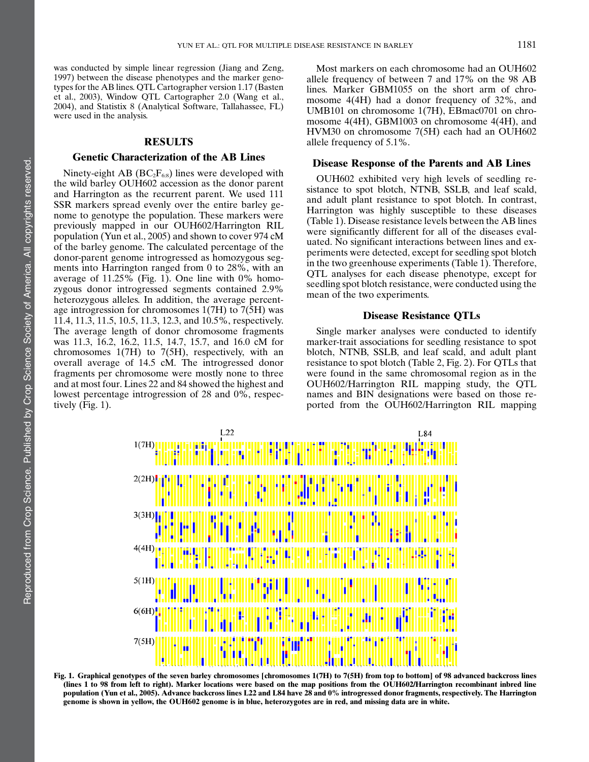was conducted by simple linear regression (Jiang and Zeng, 1997) between the disease phenotypes and the marker genotypes for the AB lines. QTL Cartographer version 1.17 (Basten et al., 2003), Window QTL Cartographer 2.0 (Wang et al., 2004), and Statistix 8 (Analytical Software, Tallahassee, FL) were used in the analysis.

## RESULTS

### Genetic Characterization of the AB Lines

Ninety-eight AB ($BC_2F_{6:8}$) lines were developed with the wild barley OUH602 accession as the donor parent and Harrington as the recurrent parent. We used 111 SSR markers spread evenly over the entire barley genome to genotype the population. These markers were previously mapped in our OUH602/Harrington RIL population (Yun et al., 2005) and shown to cover 974 cM of the barley genome. The calculated percentage of the donor-parent genome introgressed as homozygous segments into Harrington ranged from 0 to 28%, with an average of 11.25% (Fig. 1). One line with 0% homozygous donor introgressed segments contained 2.9% heterozygous alleles. In addition, the average percentage introgression for chromosomes 1(7H) to 7(5H) was 11.4, 11.3, 11.5, 10.5, 11.3, 12.3, and 10.5%, respectively. The average length of donor chromosome fragments was 11.3, 16.2, 16.2, 11.5, 14.7, 15.7, and 16.0 cM for chromosomes 1(7H) to 7(5H), respectively, with an overall average of 14.5 cM. The introgressed donor fragments per chromosome were mostly none to three and at most four. Lines 22 and 84 showed the highest and lowest percentage introgression of 28 and 0%, respectively (Fig. 1).

Most markers on each chromosome had an OUH602 allele frequency of between 7 and 17% on the 98 AB lines. Marker GBM1055 on the short arm of chromosome 4(4H) had a donor frequency of 32%, and UMB101 on chromosome 1(7H), EBmac0701 on chromosome 4(4H), GBM1003 on chromosome 4(4H), and HVM30 on chromosome 7(5H) each had an OUH602 allele frequency of 5.1%.

### Disease Response of the Parents and AB Lines

OUH602 exhibited very high levels of seedling resistance to spot blotch, NTNB, SSLB, and leaf scald, and adult plant resistance to spot blotch. In contrast, Harrington was highly susceptible to these diseases (Table 1). Disease resistance levels between the AB lines were significantly different for all of the diseases evaluated. No significant interactions between lines and experiments were detected, except for seedling spot blotch in the two greenhouse experiments (Table 1). Therefore, QTL analyses for each disease phenotype, except for seedling spot blotch resistance, were conducted using the mean of the two experiments.

### Disease Resistance QTLs

Single marker analyses were conducted to identify marker-trait associations for seedling resistance to spot blotch, NTNB, SSLB, and leaf scald, and adult plant resistance to spot blotch (Table 2, Fig. 2). For QTLs that were found in the same chromosomal region as in the OUH602/Harrington RIL mapping study, the QTL names and BIN designations were based on those reported from the OUH602/Harrington RIL mapping

**Fig. 1. Graphical genotypes of the seven barley chromosomes [chromosomes 1(7H) to 7(5H) from top to bottom] of 98 advanced backcross lines (lines 1 to 98 from left to right). Marker locations were based on the map positions from the OUH602/Harrington recombinant inbred line population (Yun et al., 2005). Advance backcross lines L22 and L84 have 28 and 0% introgressed donor fragments, respectively. The Harrington genome is shown in yellow, the OUH602 genome is in blue, heterozygotes are in red, and missing data are in white.**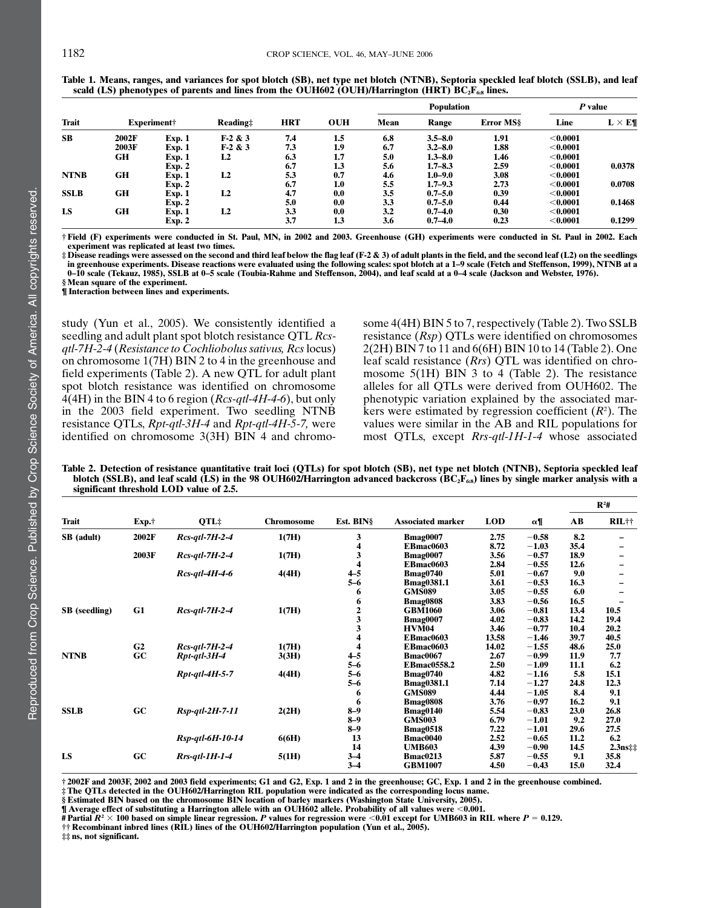**Table 1. Means, ranges, and variances for spot blotch (SB), net type net blotch (NTNB), Septoria speckled leaf blotch (SSLB), and leaf scald (LS) phenotypes of parents and lines from the OUH602 (OUH)/Harrington (HRT) $BC_2F_{6:8}$ lines.**

| Trait | Experiment† | | Reading‡ | HRT | OUH | Population | | | P value | |
|---|---|---|---|---|---|---|---|---|---|---|
| | | | | | | Mean | Range | Error MS§ | Line | L × E¶ |
| SB | 2002F | Exp. 1 | F-2 & 3 | 7.4 | 1.5 | 6.8 | 3.5–8.0 | 1.91 | <0.0001 | |
| | 2003F | Exp. 1 | F-2 & 3 | 7.3 | 1.9 | 6.7 | 3.2–8.0 | 1.88 | <0.0001 | |
| | GH | Exp. 1 | L2 | 6.3 | 1.7 | 5.0 | 1.3–8.0 | 1.46 | <0.0001 | |
| | | Exp. 2 | | 6.7 | 1.3 | 5.6 | 1.7–8.3 | 2.59 | <0.0001 | 0.0378 |
| NTNB | GH | Exp. 1 | L2 | 5.3 | 0.7 | 4.6 | 1.0–9.0 | 3.08 | <0.0001 | |
| | | Exp. 2 | | 6.7 | 1.0 | 5.5 | 1.7–9.3 | 2.73 | <0.0001 | 0.0708 |
| SSLB | GH | Exp. 1 | L2 | 4.7 | 0.0 | 3.5 | 0.7–5.0 | 0.39 | <0.0001 | |
| | | Exp. 2 | | 5.0 | 0.0 | 3.3 | 0.7–5.0 | 0.44 | <0.0001 | 0.1468 |
| LS | GH | Exp. 1 | L2 | 3.3 | 0.0 | 3.2 | 0.7–4.0 | 0.30 | <0.0001 | |
| | | Exp. 2 | | 3.7 | 1.3 | 3.6 | 0.7–4.0 | 0.23 | <0.0001 | 0.1299 |

† Field (F) experiments were conducted in St. Paul, MN, in 2002 and 2003. Greenhouse (GH) experiments were conducted in St. Paul in 2002. Each experiment was replicated at least two times.
‡ Disease readings were assessed on the second and third leaf below the flag leaf (F-2 & 3) of adult plants in the field, and the second leaf (L2) on the seedlings in greenhouse experiments. Disease reactions were evaluated using the following scales: spot blotch at a 1–9 scale (Fetch and Steffenson, 1999), NTNB at a 0–10 scale (Tekauz, 1985), SSLB at 0–5 scale (Toubia-Rahme and Steffenson, 2004), and leaf scald at a 0–4 scale (Jackson and Webster, 1976).
§ Mean square of the experiment.
¶ Interaction between lines and experiments.

study (Yun et al., 2005). We consistently identified a seedling and adult plant spot blotch resistance QTL *Rcs-qtl-7H-2-4* (*Resistance to Cochliobolus sativus, Rcs* locus) on chromosome 1(7H) BIN 2 to 4 in the greenhouse and field experiments (Table 2). A new QTL for adult plant spot blotch resistance was identified on chromosome 4(4H) in the BIN 4 to 6 region (*Rcs-qtl-4H-4-6*), but only in the 2003 field experiment. Two seedling NTNB resistance QTLs, *Rpt-qtl-3H-4* and *Rpt-qtl-4H-5-7,* were identified on chromosome 3(3H) BIN 4 and chromosome 4(4H) BIN 5 to 7, respectively (Table 2). Two SSLB resistance (*Rsp*) QTLs were identified on chromosomes 2(2H) BIN 7 to 11 and 6(6H) BIN 10 to 14 (Table 2). One leaf scald resistance (*Rrs*) QTL was identified on chromosome 5(1H) BIN 3 to 4 (Table 2). The resistance alleles for all QTLs were derived from OUH602. The phenotypic variation explained by the associated markers were estimated by regression coefficient ($R^2$). The values were similar in the AB and RIL populations for most QTLs, except *Rrs-qtl-1H-1-4* whose associated

**Table 2. Detection of resistance quantitative trait loci (QTLs) for spot blotch (SB), net type net blotch (NTNB), Septoria speckled leaf blotch (SSLB), and leaf scald (LS) in the 98 OUH602/Harrington advanced backcross ($BC_2F_{6:8}$) lines by single marker analysis with a significant threshold LOD value of 2.5.**

| Trait | Exp.† | QTL‡ | Chromosome | Est. BIN§ | Associated marker | LOD | α¶ | $R^2$# | |
|---|---|---|---|---|---|---|---|---|---|
| | | | | | | | | AB | RIL†† |
| SB (adult) | 2002F | *Rcs-qtl-7H-2-4* | 1(7H) | 3 | Bmag0007 | 2.75 | −0.58 | 8.2 | – |
| | | | | 4 | EBmac0603 | 8.72 | −1.03 | 35.4 | – |
| | 2003F | *Rcs-qtl-7H-2-4* | 1(7H) | 3 | Bmag0007 | 3.56 | −0.57 | 18.9 | – |
| | | | | 4 | EBmac0603 | 2.84 | −0.55 | 12.6 | – |
| | | *Rcs-qtl-4H-4-6* | 4(4H) | 4–5 | Bmag0740 | 5.01 | −0.67 | 9.0 | – |
| | | | | 5–6 | Bmag0381.1 | 3.61 | −0.53 | 16.3 | – |
| | | | | 6 | GMS089 | 3.05 | −0.55 | 6.0 | – |
| | | | | 6 | Bmag0808 | 3.83 | −0.56 | 16.5 | – |
| SB (seedling) | G1 | *Rcs-qtl-7H-2-4* | 1(7H) | 2 | GBM1060 | 3.06 | −0.81 | 13.4 | 10.5 |
| | | | | 3 | Bmag0007 | 4.02 | −0.83 | 14.2 | 19.4 |
| | | | | 3 | HVM04 | 3.46 | −0.77 | 10.4 | 20.2 |
| | | | | 4 | EBmac0603 | 13.58 | −1.46 | 39.7 | 40.5 |
| | G2 | *Rcs-qtl-7H-2-4* | 1(7H) | 4 | EBmac0603 | 14.02 | −1.55 | 48.6 | 25.0 |
| NTNB | GC | *Rpt-qtl-3H-4* | 3(3H) | 4–5 | Bmac0067 | 2.67 | −0.99 | 11.9 | 7.7 |
| | | | | 5–6 | EBmac0558.2 | 2.50 | −1.09 | 11.1 | 6.2 |
| | | *Rpt-qtl-4H-5-7* | 4(4H) | 5–6 | Bmag0740 | 4.82 | −1.16 | 5.8 | 15.1 |
| | | | | 5–6 | Bmag0381.1 | 7.14 | −1.27 | 24.8 | 12.3 |
| | | | | 6 | GMS089 | 4.44 | −1.05 | 8.4 | 9.1 |
| | | | | 6 | Bmag0808 | 3.76 | −0.97 | 16.2 | 9.1 |
| SSLB | GC | *Rsp-qtl-2H-7-11* | 2(2H) | 8–9 | Bmag0140 | 5.54 | −0.83 | 23.0 | 26.8 |
| | | | | 8–9 | GMS003 | 6.79 | −1.01 | 9.2 | 27.0 |
| | | | | 8–9 | Bmag0518 | 7.22 | −1.01 | 29.6 | 27.5 |
| | | *Rsp-qtl-6H-10-14* | 6(6H) | 13 | Bmac0040 | 2.52 | −0.65 | 11.2 | 6.2 |
| | | | | 14 | UMB603 | 4.39 | −0.90 | 14.5 | 2.3ns‡‡ |
| LS | GC | *Rrs-qtl-1H-1-4* | 5(1H) | 3–4 | Bmac0213 | 5.87 | −0.55 | 9.1 | 35.8 |
| | | | | 3–4 | GBM1007 | 4.50 | −0.43 | 15.0 | 32.4 |

† 2002F and 2003F, 2002 and 2003 field experiments; G1 and G2, Exp. 1 and 2 in the greenhouse; GC, Exp. 1 and 2 in the greenhouse combined.
‡ The QTLs detected in the OUH602/Harrington RIL population were indicated as the corresponding locus name.
§ Estimated BIN based on the chromosome BIN location of barley markers (Washington State University, 2005).
¶ Average effect of substituting a Harrington allele with an OUH602 allele. Probability of all values were <0.001.
# Partial $R^2 \times 100$ based on simple linear regression. P values for regression were <0.01 except for UMB603 in RIL where $P = 0.129$.
†† Recombinant inbred lines (RIL) lines of the OUH602/Harrington population (Yun et al., 2005).
‡‡ ns, not significant.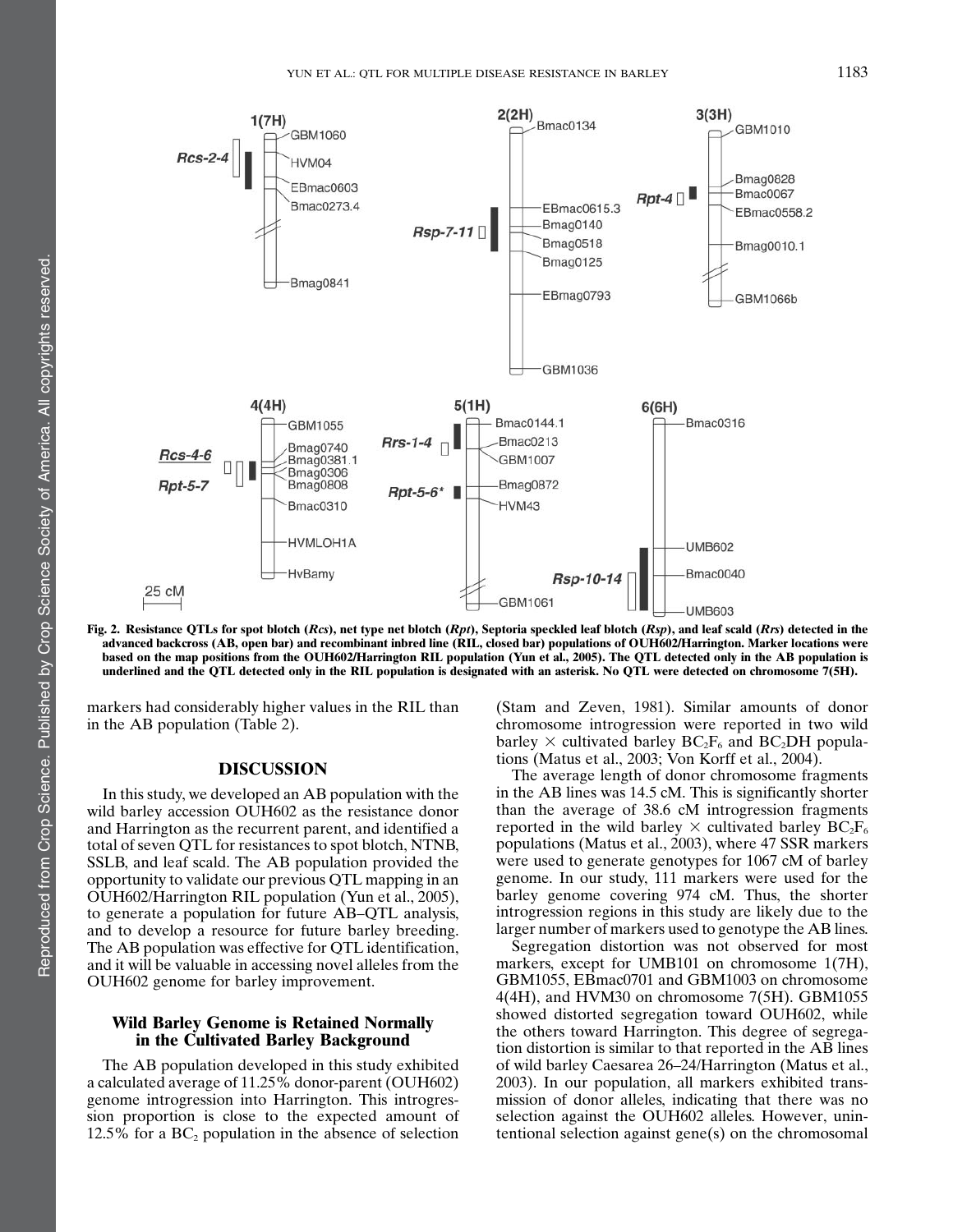Fig. 2. Resistance QTLs for spot blotch (*Rcs*), net type net blotch (*Rpt*), Septoria speckled leaf blotch (*Rsp*), and leaf scald (*Rrs*) detected in the advanced backcross (AB, open bar) and recombinant inbred line (RIL, closed bar) populations of OUH602/Harrington. Marker locations were based on the map positions from the OUH602/Harrington RIL population (Yun et al., 2005). The QTL detected only in the AB population is underlined and the QTL detected only in the RIL population is designated with an asterisk. No QTL were detected on chromosome 7(5H).

markers had considerably higher values in the RIL than in the AB population (Table 2).

## DISCUSSION

In this study, we developed an AB population with the wild barley accession OUH602 as the resistance donor and Harrington as the recurrent parent, and identified a total of seven QTL for resistances to spot blotch, NTNB, SSLB, and leaf scald. The AB population provided the opportunity to validate our previous QTL mapping in an OUH602/Harrington RIL population (Yun et al., 2005), to generate a population for future AB–QTL analysis, and to develop a resource for future barley breeding. The AB population was effective for QTL identification, and it will be valuable in accessing novel alleles from the OUH602 genome for barley improvement.

### Wild Barley Genome is Retained Normally in the Cultivated Barley Background

The AB population developed in this study exhibited a calculated average of 11.25% donor-parent (OUH602) genome introgression into Harrington. This introgression proportion is close to the expected amount of 12.5% for a $BC_2$ population in the absence of selection (Stam and Zeven, 1981). Similar amounts of donor chromosome introgression were reported in two wild barley × cultivated barley $BC_2F_6$ and $BC_2$DH populations (Matus et al., 2003; Von Korff et al., 2004).

The average length of donor chromosome fragments in the AB lines was 14.5 cM. This is significantly shorter than the average of 38.6 cM introgression fragments reported in the wild barley × cultivated barley $BC_2F_6$ populations (Matus et al., 2003), where 47 SSR markers were used to generate genotypes for 1067 cM of barley genome. In our study, 111 markers were used for the barley genome covering 974 cM. Thus, the shorter introgression regions in this study are likely due to the larger number of markers used to genotype the AB lines.

Segregation distortion was not observed for most markers, except for UMB101 on chromosome 1(7H), GBM1055, EBmac0701 and GBM1003 on chromosome 4(4H), and HVM30 on chromosome 7(5H). GBM1055 showed distorted segregation toward OUH602, while the others toward Harrington. This degree of segregation distortion is similar to that reported in the AB lines of wild barley Caesarea 26–24/Harrington (Matus et al., 2003). In our population, all markers exhibited transmission of donor alleles, indicating that there was no selection against the OUH602 alleles. However, unintentional selection against gene(s) on the chromosomal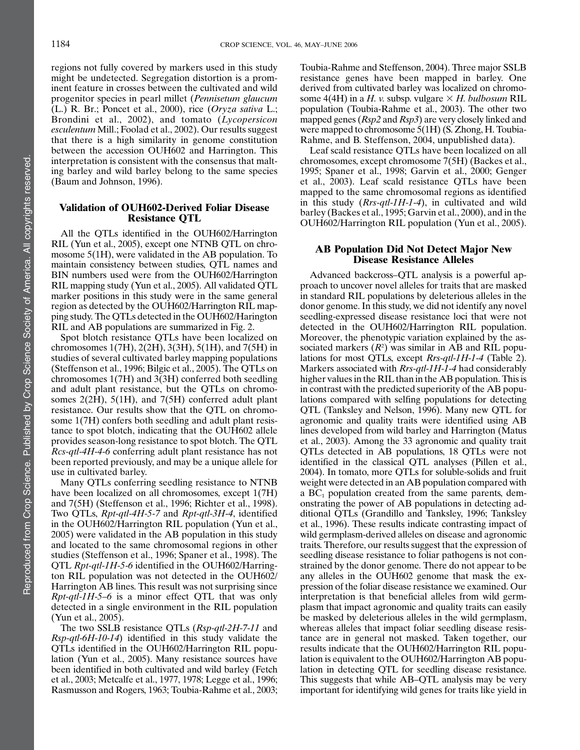regions not fully covered by markers used in this study might be undetected. Segregation distortion is a prominent feature in crosses between the cultivated and wild progenitor species in pearl millet (*Pennisetum glaucum* (L.) R. Br.; Poncet et al., 2000), rice (*Oryza sativa* L.; Brondini et al., 2002), and tomato (*Lycopersicon esculentum* Mill.; Foolad et al., 2002). Our results suggest that there is a high similarity in genome constitution between the accession OUH602 and Harrington. This interpretation is consistent with the consensus that malting barley and wild barley belong to the same species (Baum and Johnson, 1996).

## Validation of OUH602-Derived Foliar Disease Resistance QTL

All the QTLs identified in the OUH602/Harrington RIL (Yun et al., 2005), except one NTNB QTL on chromosome 5(1H), were validated in the AB population. To maintain consistency between studies, QTL names and BIN numbers used were from the OUH602/Harrington RIL mapping study (Yun et al., 2005). All validated QTL marker positions in this study were in the same general region as detected by the OUH602/Harrington RIL mapping study. The QTLs detected in the OUH602/Harington RIL and AB populations are summarized in Fig. 2.

Spot blotch resistance QTLs have been localized on chromosomes 1(7H), 2(2H), 3(3H), 5(1H), and 7(5H) in studies of several cultivated barley mapping populations (Steffenson et al., 1996; Bilgic et al., 2005). The QTLs on chromosomes 1(7H) and 3(3H) conferred both seedling and adult plant resistance, but the QTLs on chromosomes 2(2H), 5(1H), and 7(5H) conferred adult plant resistance. Our results show that the QTL on chromosome 1(7H) confers both seedling and adult plant resistance to spot blotch, indicating that the OUH602 allele provides season-long resistance to spot blotch. The QTL *Rcs-qtl-4H-4-6* conferring adult plant resistance has not been reported previously, and may be a unique allele for use in cultivated barley.

Many QTLs conferring seedling resistance to NTNB have been localized on all chromosomes, except 1(7H) and 7(5H) (Steffenson et al., 1996; Richter et al., 1998). Two QTLs, *Rpt-qtl-4H-5-7* and *Rpt-qtl-3H-4*, identified in the OUH602/Harrington RIL population (Yun et al., 2005) were validated in the AB population in this study and located to the same chromosomal regions in other studies (Steffenson et al., 1996; Spaner et al., 1998). The QTL *Rpt-qtl-1H-5-6* identified in the OUH602/Harrington RIL population was not detected in the OUH602/Harrington AB lines. This result was not surprising since *Rpt-qtl-1H-5–6* is a minor effect QTL that was only detected in a single environment in the RIL population (Yun et al., 2005).

The two SSLB resistance QTLs (*Rsp-qtl-2H-7-11* and *Rsp-qtl-6H-10-14*) identified in this study validate the QTLs identified in the OUH602/Harrington RIL population (Yun et al., 2005). Many resistance sources have been identified in both cultivated and wild barley (Fetch et al., 2003; Metcalfe et al., 1977, 1978; Legge et al., 1996; Rasmusson and Rogers, 1963; Toubia-Rahme et al., 2003; Toubia-Rahme and Steffenson, 2004). Three major SSLB resistance genes have been mapped in barley. One derived from cultivated barley was localized on chromosome 4(4H) in a *H. v.* subsp. vulgare × *H. bulbosum* RIL population (Toubia-Rahme et al., 2003). The other two mapped genes (*Rsp2* and *Rsp3*) are very closely linked and were mapped to chromosome 5(1H) (S. Zhong, H. Toubia-Rahme, and B. Steffenson, 2004, unpublished data).

Leaf scald resistance QTLs have been localized on all chromosomes, except chromosome 7(5H) (Backes et al., 1995; Spaner et al., 1998; Garvin et al., 2000; Genger et al., 2003). Leaf scald resistance QTLs have been mapped to the same chromosomal regions as identified in this study (*Rrs-qtl-1H-1-4*), in cultivated and wild barley (Backes et al., 1995; Garvin et al., 2000), and in the OUH602/Harrington RIL population (Yun et al., 2005).

## AB Population Did Not Detect Major New Disease Resistance Alleles

Advanced backcross–QTL analysis is a powerful approach to uncover novel alleles for traits that are masked in standard RIL populations by deleterious alleles in the donor genome. In this study, we did not identify any novel seedling-expressed disease resistance loci that were not detected in the OUH602/Harrington RIL population. Moreover, the phenotypic variation explained by the associated markers ($R^2$) was similar in AB and RIL populations for most QTLs, except *Rrs-qtl-1H-1-4* (Table 2). Markers associated with *Rrs-qtl-1H-1-4* had considerably higher values in the RIL than in the AB population. This is in contrast with the predicted superiority of the AB populations compared with selfing populations for detecting QTL (Tanksley and Nelson, 1996). Many new QTL for agronomic and quality traits were identified using AB lines developed from wild barley and Harrington (Matus et al., 2003). Among the 33 agronomic and quality trait QTLs detected in AB populations, 18 QTLs were not identified in the classical QTL analyses (Pillen et al., 2004). In tomato, more QTLs for soluble-solids and fruit weight were detected in an AB population compared with a $BC_1$ population created from the same parents, demonstrating the power of AB populations in detecting additional QTLs (Grandillo and Tanksley, 1996; Tanksley et al., 1996). These results indicate contrasting impact of wild germplasm-derived alleles on disease and agronomic traits. Therefore, our results suggest that the expression of seedling disease resistance to foliar pathogens is not constrained by the donor genome. There do not appear to be any alleles in the OUH602 genome that mask the expression of the foliar disease resistance we examined. Our interpretation is that beneficial alleles from wild germplasm that impact agronomic and quality traits can easily be masked by deleterious alleles in the wild germplasm, whereas alleles that impact foliar seedling disease resistance are in general not masked. Taken together, our results indicate that the OUH602/Harrington RIL population is equivalent to the OUH602/Harrington AB population in detecting QTL for seedling disease resistance. This suggests that while AB–QTL analysis may be very important for identifying wild genes for traits like yield in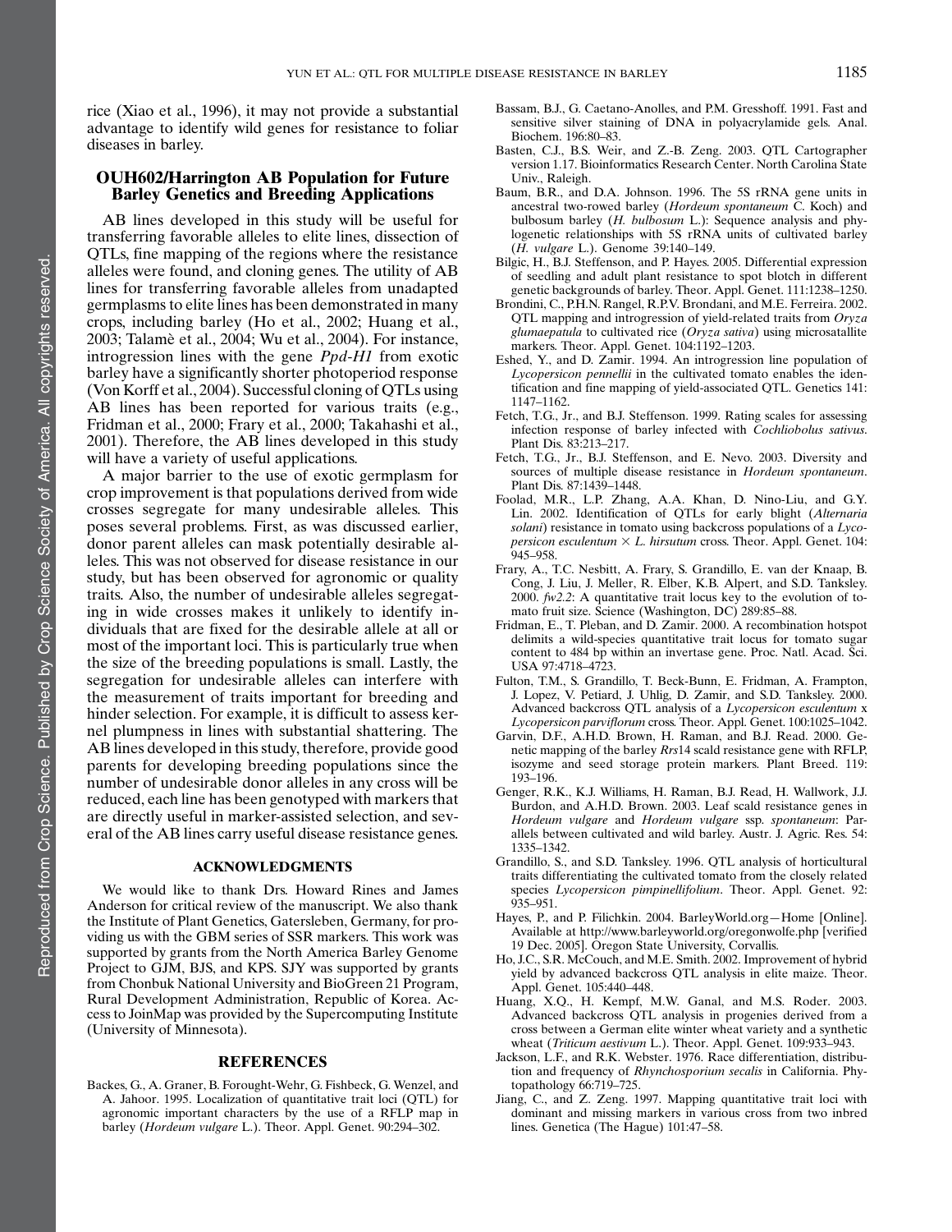rice (Xiao et al., 1996), it may not provide a substantial advantage to identify wild genes for resistance to foliar diseases in barley.

## OUH602/Harrington AB Population for Future Barley Genetics and Breeding Applications

AB lines developed in this study will be useful for transferring favorable alleles to elite lines, dissection of QTLs, fine mapping of the regions where the resistance alleles were found, and cloning genes. The utility of AB lines for transferring favorable alleles from unadapted germplasms to elite lines has been demonstrated in many crops, including barley (Ho et al., 2002; Huang et al., 2003; Talamè et al., 2004; Wu et al., 2004). For instance, introgression lines with the gene *Ppd-H1* from exotic barley have a significantly shorter photoperiod response (Von Korff et al., 2004). Successful cloning of QTLs using AB lines has been reported for various traits (e.g., Fridman et al., 2000; Frary et al., 2000; Takahashi et al., 2001). Therefore, the AB lines developed in this study will have a variety of useful applications.

A major barrier to the use of exotic germplasm for crop improvement is that populations derived from wide crosses segregate for many undesirable alleles. This poses several problems. First, as was discussed earlier, donor parent alleles can mask potentially desirable alleles. This was not observed for disease resistance in our study, but has been observed for agronomic or quality traits. Also, the number of undesirable alleles segregating in wide crosses makes it unlikely to identify individuals that are fixed for the desirable allele at all or most of the important loci. This is particularly true when the size of the breeding populations is small. Lastly, the segregation for undesirable alleles can interfere with the measurement of traits important for breeding and hinder selection. For example, it is difficult to assess kernel plumpness in lines with substantial shattering. The AB lines developed in this study, therefore, provide good parents for developing breeding populations since the number of undesirable donor alleles in any cross will be reduced, each line has been genotyped with markers that are directly useful in marker-assisted selection, and several of the AB lines carry useful disease resistance genes.

### ACKNOWLEDGMENTS

We would like to thank Drs. Howard Rines and James Anderson for critical review of the manuscript. We also thank the Institute of Plant Genetics, Gatersleben, Germany, for providing us with the GBM series of SSR markers. This work was supported by grants from the North America Barley Genome Project to GJM, BJS, and KPS. SJY was supported by grants from Chonbuk National University and BioGreen 21 Program, Rural Development Administration, Republic of Korea. Access to JoinMap was provided by the Supercomputing Institute (University of Minnesota).

### REFERENCES

Backes, G., A. Graner, B. Forought-Wehr, G. Fishbeck, G. Wenzel, and A. Jahoor. 1995. Localization of quantitative trait loci (QTL) for agronomic important characters by the use of a RFLP map in barley (*Hordeum vulgare* L.). Theor. Appl. Genet. 90:294–302.

Bassam, B.J., G. Caetano-Anolles, and P.M. Gresshoff. 1991. Fast and sensitive silver staining of DNA in polyacrylamide gels. Anal. Biochem. 196:80–83.

Basten, C.J., B.S. Weir, and Z.-B. Zeng. 2003. QTL Cartographer version 1.17. Bioinformatics Research Center. North Carolina State Univ., Raleigh.

Baum, B.R., and D.A. Johnson. 1996. The 5S rRNA gene units in ancestral two-rowed barley (*Hordeum spontaneum* C. Koch) and bulbosum barley (*H. bulbosum* L.): Sequence analysis and phylogenetic relationships with 5S rRNA units of cultivated barley (*H. vulgare* L.). Genome 39:140–149.

Bilgic, H., B.J. Steffenson, and P. Hayes. 2005. Differential expression of seedling and adult plant resistance to spot blotch in different genetic backgrounds of barley. Theor. Appl. Genet. 111:1238–1250.

Brondini, C., P.H.N. Rangel, R.P.V. Brondani, and M.E. Ferreira. 2002. QTL mapping and introgression of yield-related traits from *Oryza glumaepatula* to cultivated rice (*Oryza sativa*) using microsatallite markers. Theor. Appl. Genet. 104:1192–1203.

Eshed, Y., and D. Zamir. 1994. An introgression line population of *Lycopersicon pennellii* in the cultivated tomato enables the identification and fine mapping of yield-associated QTL. Genetics 141: 1147–1162.

Fetch, T.G., Jr., and B.J. Steffenson. 1999. Rating scales for assessing infection response of barley infected with *Cochliobolus sativus*. Plant Dis. 83:213–217.

Fetch, T.G., Jr., B.J. Steffenson, and E. Nevo. 2003. Diversity and sources of multiple disease resistance in *Hordeum spontaneum*. Plant Dis. 87:1439–1448.

Foolad, M.R., L.P. Zhang, A.A. Khan, D. Nino-Liu, and G.Y. Lin. 2002. Identification of QTLs for early blight (*Alternaria solani*) resistance in tomato using backcross populations of a *Lycopersicon esculentum* × *L. hirsutum* cross. Theor. Appl. Genet. 104: 945–958.

Frary, A., T.C. Nesbitt, A. Frary, S. Grandillo, E. van der Knaap, B. Cong, J. Liu, J. Meller, R. Elber, K.B. Alpert, and S.D. Tanksley. 2000. *fw2.2*: A quantitative trait locus key to the evolution of tomato fruit size. Science (Washington, DC) 289:85–88.

Fridman, E., T. Pleban, and D. Zamir. 2000. A recombination hotspot delimits a wild-species quantitative trait locus for tomato sugar content to 484 bp within an invertase gene. Proc. Natl. Acad. Sci. USA 97:4718–4723.

Fulton, T.M., S. Grandillo, T. Beck-Bunn, E. Fridman, A. Frampton, J. Lopez, V. Petiard, J. Uhlig, D. Zamir, and S.D. Tanksley. 2000. Advanced backcross QTL analysis of a *Lycopersicon esculentum* x *Lycopersicon parviflorum* cross. Theor. Appl. Genet. 100:1025–1042.

Garvin, D.F., A.H.D. Brown, H. Raman, and B.J. Read. 2000. Genetic mapping of the barley *Rrs*14 scald resistance gene with RFLP, isozyme and seed storage protein markers. Plant Breed. 119: 193–196.

Genger, R.K., K.J. Williams, H. Raman, B.J. Read, H. Wallwork, J.J. Burdon, and A.H.D. Brown. 2003. Leaf scald resistance genes in *Hordeum vulgare* and *Hordeum vulgare* ssp. *spontaneum*: Parallels between cultivated and wild barley. Austr. J. Agric. Res. 54: 1335–1342.

Grandillo, S., and S.D. Tanksley. 1996. QTL analysis of horticultural traits differentiating the cultivated tomato from the closely related species *Lycopersicon pimpinellifolium*. Theor. Appl. Genet. 92: 935–951.

Hayes, P., and P. Filichkin. 2004. BarleyWorld.org—Home [Online]. Available at http://www.barleyworld.org/oregonwolfe.php [verified 19 Dec. 2005]. Oregon State University, Corvallis.

Ho, J.C., S.R. McCouch, and M.E. Smith. 2002. Improvement of hybrid yield by advanced backcross QTL analysis in elite maize. Theor. Appl. Genet. 105:440–448.

Huang, X.Q., H. Kempf, M.W. Ganal, and M.S. Roder. 2003. Advanced backcross QTL analysis in progenies derived from a cross between a German elite winter wheat variety and a synthetic wheat (*Triticum aestivum* L.). Theor. Appl. Genet. 109:933–943.

Jackson, L.F., and R.K. Webster. 1976. Race differentiation, distribution and frequency of *Rhynchosporium secalis* in California. Phytopathology 66:719–725.

Jiang, C., and Z. Zeng. 1997. Mapping quantitative trait loci with dominant and missing markers in various cross from two inbred lines. Genetica (The Hague) 101:47–58.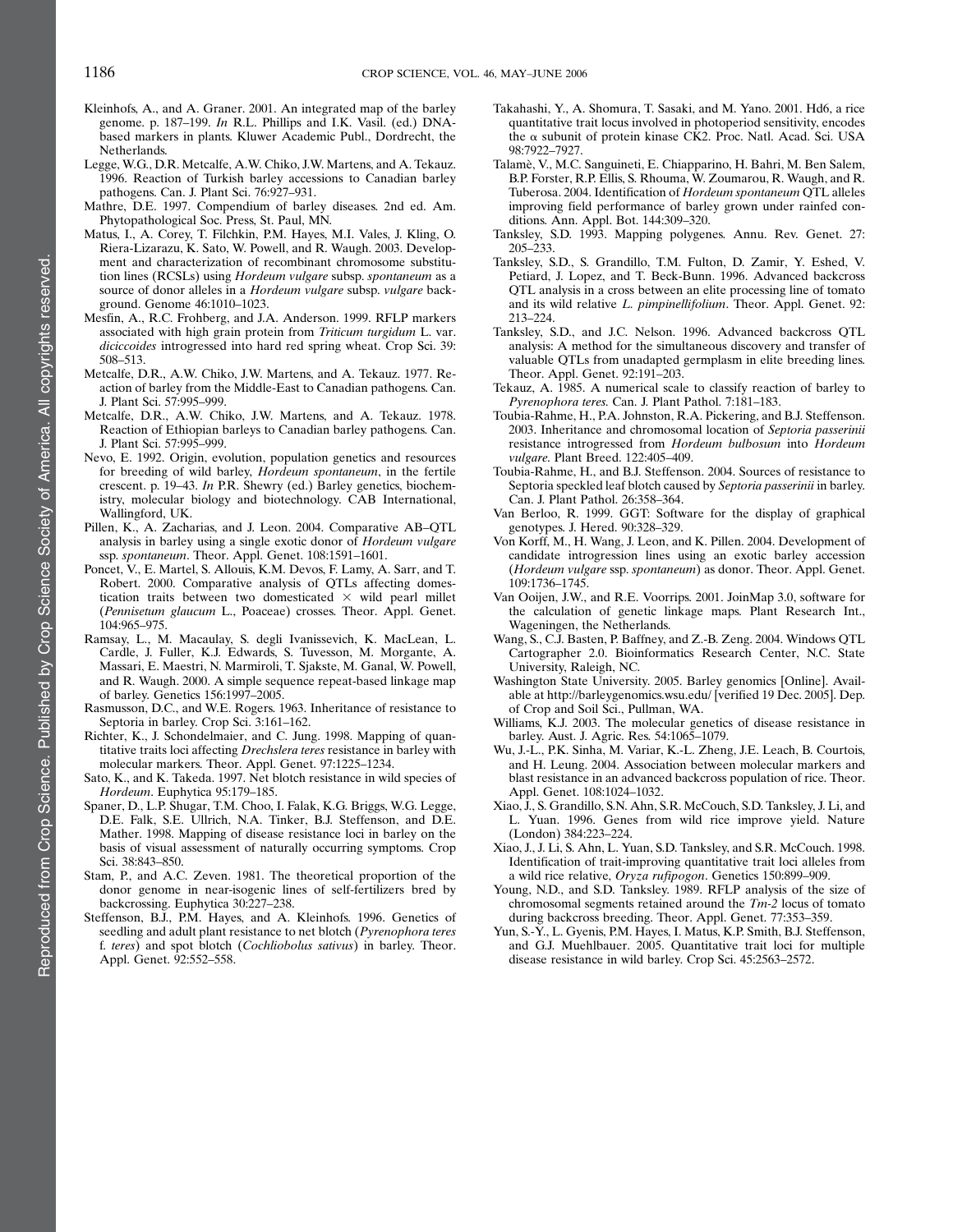Kleinhofs, A., and A. Graner. 2001. An integrated map of the barley genome. p. 187–199. *In* R.L. Phillips and I.K. Vasil. (ed.) DNA-based markers in plants. Kluwer Academic Publ., Dordrecht, the Netherlands.

Legge, W.G., D.R. Metcalfe, A.W. Chiko, J.W. Martens, and A. Tekauz. 1996. Reaction of Turkish barley accessions to Canadian barley pathogens. Can. J. Plant Sci. 76:927–931.

Mathre, D.E. 1997. Compendium of barley diseases. 2nd ed. Am. Phytopathological Soc. Press, St. Paul, MN.

Matus, I., A. Corey, T. Filchkin, P.M. Hayes, M.I. Vales, J. Kling, O. Riera-Lizarazu, K. Sato, W. Powell, and R. Waugh. 2003. Development and characterization of recombinant chromosome substitution lines (RCSLs) using *Hordeum vulgare* subsp. *spontaneum* as a source of donor alleles in a *Hordeum vulgare* subsp. *vulgare* background. Genome 46:1010–1023.

Mesfin, A., R.C. Frohberg, and J.A. Anderson. 1999. RFLP markers associated with high grain protein from *Triticum turgidum* L. var. *diciccoides* introgressed into hard red spring wheat. Crop Sci. 39: 508–513.

Metcalfe, D.R., A.W. Chiko, J.W. Martens, and A. Tekauz. 1977. Reaction of barley from the Middle-East to Canadian pathogens. Can. J. Plant Sci. 57:995–999.

Metcalfe, D.R., A.W. Chiko, J.W. Martens, and A. Tekauz. 1978. Reaction of Ethiopian barleys to Canadian barley pathogens. Can. J. Plant Sci. 57:995–999.

Nevo, E. 1992. Origin, evolution, population genetics and resources for breeding of wild barley, *Hordeum spontaneum*, in the fertile crescent. p. 19–43. *In* P.R. Shewry (ed.) Barley genetics, biochemistry, molecular biology and biotechnology. CAB International, Wallingford, UK.

Pillen, K., A. Zacharias, and J. Leon. 2004. Comparative AB–QTL analysis in barley using a single exotic donor of *Hordeum vulgare* ssp. *spontaneum*. Theor. Appl. Genet. 108:1591–1601.

Poncet, V., E. Martel, S. Allouis, K.M. Devos, F. Lamy, A. Sarr, and T. Robert. 2000. Comparative analysis of QTLs affecting domestication traits between two domesticated × wild pearl millet (*Pennisetum glaucum* L., Poaceae) crosses. Theor. Appl. Genet. 104:965–975.

Ramsay, L., M. Macaulay, S. degli Ivanissevich, K. MacLean, L. Cardle, J. Fuller, K.J. Edwards, S. Tuvesson, M. Morgante, A. Massari, E. Maestri, N. Marmiroli, T. Sjakste, M. Ganal, W. Powell, and R. Waugh. 2000. A simple sequence repeat-based linkage map of barley. Genetics 156:1997–2005.

Rasmusson, D.C., and W.E. Rogers. 1963. Inheritance of resistance to Septoria in barley. Crop Sci. 3:161–162.

Richter, K., J. Schondelmaier, and C. Jung. 1998. Mapping of quantitative traits loci affecting *Drechslera teres* resistance in barley with molecular markers. Theor. Appl. Genet. 97:1225–1234.

Sato, K., and K. Takeda. 1997. Net blotch resistance in wild species of *Hordeum*. Euphytica 95:179–185.

Spaner, D., L.P. Shugar, T.M. Choo, I. Falak, K.G. Briggs, W.G. Legge, D.E. Falk, S.E. Ullrich, N.A. Tinker, B.J. Steffenson, and D.E. Mather. 1998. Mapping of disease resistance loci in barley on the basis of visual assessment of naturally occurring symptoms. Crop Sci. 38:843–850.

Stam, P., and A.C. Zeven. 1981. The theoretical proportion of the donor genome in near-isogenic lines of self-fertilizers bred by backcrossing. Euphytica 30:227–238.

Steffenson, B.J., P.M. Hayes, and A. Kleinhofs. 1996. Genetics of seedling and adult plant resistance to net blotch (*Pyrenophora teres* f. *teres*) and spot blotch (*Cochliobolus sativus*) in barley. Theor. Appl. Genet. 92:552–558.

Takahashi, Y., A. Shomura, T. Sasaki, and M. Yano. 2001. Hd6, a rice quantitative trait locus involved in photoperiod sensitivity, encodes the α subunit of protein kinase CK2. Proc. Natl. Acad. Sci. USA 98:7922–7927.

Talamè, V., M.C. Sanguineti, E. Chiapparino, H. Bahri, M. Ben Salem, B.P. Forster, R.P. Ellis, S. Rhouma, W. Zoumarou, R. Waugh, and R. Tuberosa. 2004. Identification of *Hordeum spontaneum* QTL alleles improving field performance of barley grown under rainfed conditions. Ann. Appl. Bot. 144:309–320.

Tanksley, S.D. 1993. Mapping polygenes. Annu. Rev. Genet. 27: 205–233.

Tanksley, S.D., S. Grandillo, T.M. Fulton, D. Zamir, Y. Eshed, V. Petiard, J. Lopez, and T. Beck-Bunn. 1996. Advanced backcross QTL analysis in a cross between an elite processing line of tomato and its wild relative *L. pimpinellifolium*. Theor. Appl. Genet. 92: 213–224.

Tanksley, S.D., and J.C. Nelson. 1996. Advanced backcross QTL analysis: A method for the simultaneous discovery and transfer of valuable QTLs from unadapted germplasm in elite breeding lines. Theor. Appl. Genet. 92:191–203.

Tekauz, A. 1985. A numerical scale to classify reaction of barley to *Pyrenophora teres*. Can. J. Plant Pathol. 7:181–183.

Toubia-Rahme, H., P.A. Johnston, R.A. Pickering, and B.J. Steffenson. 2003. Inheritance and chromosomal location of *Septoria passerinii* resistance introgressed from *Hordeum bulbosum* into *Hordeum vulgare*. Plant Breed. 122:405–409.

Toubia-Rahme, H., and B.J. Steffenson. 2004. Sources of resistance to Septoria speckled leaf blotch caused by *Septoria passerinii* in barley. Can. J. Plant Pathol. 26:358–364.

Van Berloo, R. 1999. GGT: Software for the display of graphical genotypes. J. Hered. 90:328–329.

Von Korff, M., H. Wang, J. Leon, and K. Pillen. 2004. Development of candidate introgression lines using an exotic barley accession (*Hordeum vulgare* ssp. *spontaneum*) as donor. Theor. Appl. Genet. 109:1736–1745.

Van Ooijen, J.W., and R.E. Voorrips. 2001. JoinMap 3.0, software for the calculation of genetic linkage maps. Plant Research Int., Wageningen, the Netherlands.

Wang, S., C.J. Basten, P. Baffney, and Z.-B. Zeng. 2004. Windows QTL Cartographer 2.0. Bioinformatics Research Center, N.C. State University, Raleigh, NC.

Washington State University. 2005. Barley genomics [Online]. Available at http://barleygenomics.wsu.edu/ [verified 19 Dec. 2005]. Dep. of Crop and Soil Sci., Pullman, WA.

Williams, K.J. 2003. The molecular genetics of disease resistance in barley. Aust. J. Agric. Res. 54:1065–1079.

Wu, J.-L., P.K. Sinha, M. Variar, K.-L. Zheng, J.E. Leach, B. Courtois, and H. Leung. 2004. Association between molecular markers and blast resistance in an advanced backcross population of rice. Theor. Appl. Genet. 108:1024–1032.

Xiao, J., S. Grandillo, S.N. Ahn, S.R. McCouch, S.D. Tanksley, J. Li, and L. Yuan. 1996. Genes from wild rice improve yield. Nature (London) 384:223–224.

Xiao, J., J. Li, S. Ahn, L. Yuan, S.D. Tanksley, and S.R. McCouch. 1998. Identification of trait-improving quantitative trait loci alleles from a wild rice relative, *Oryza rufipogon*. Genetics 150:899–909.

Young, N.D., and S.D. Tanksley. 1989. RFLP analysis of the size of chromosomal segments retained around the *Tm-2* locus of tomato during backcross breeding. Theor. Appl. Genet. 77:353–359.

Yun, S.-Y., L. Gyenis, P.M. Hayes, I. Matus, K.P. Smith, B.J. Steffenson, and G.J. Muehlbauer. 2005. Quantitative trait loci for multiple disease resistance in wild barley. Crop Sci. 45:2563–2572.